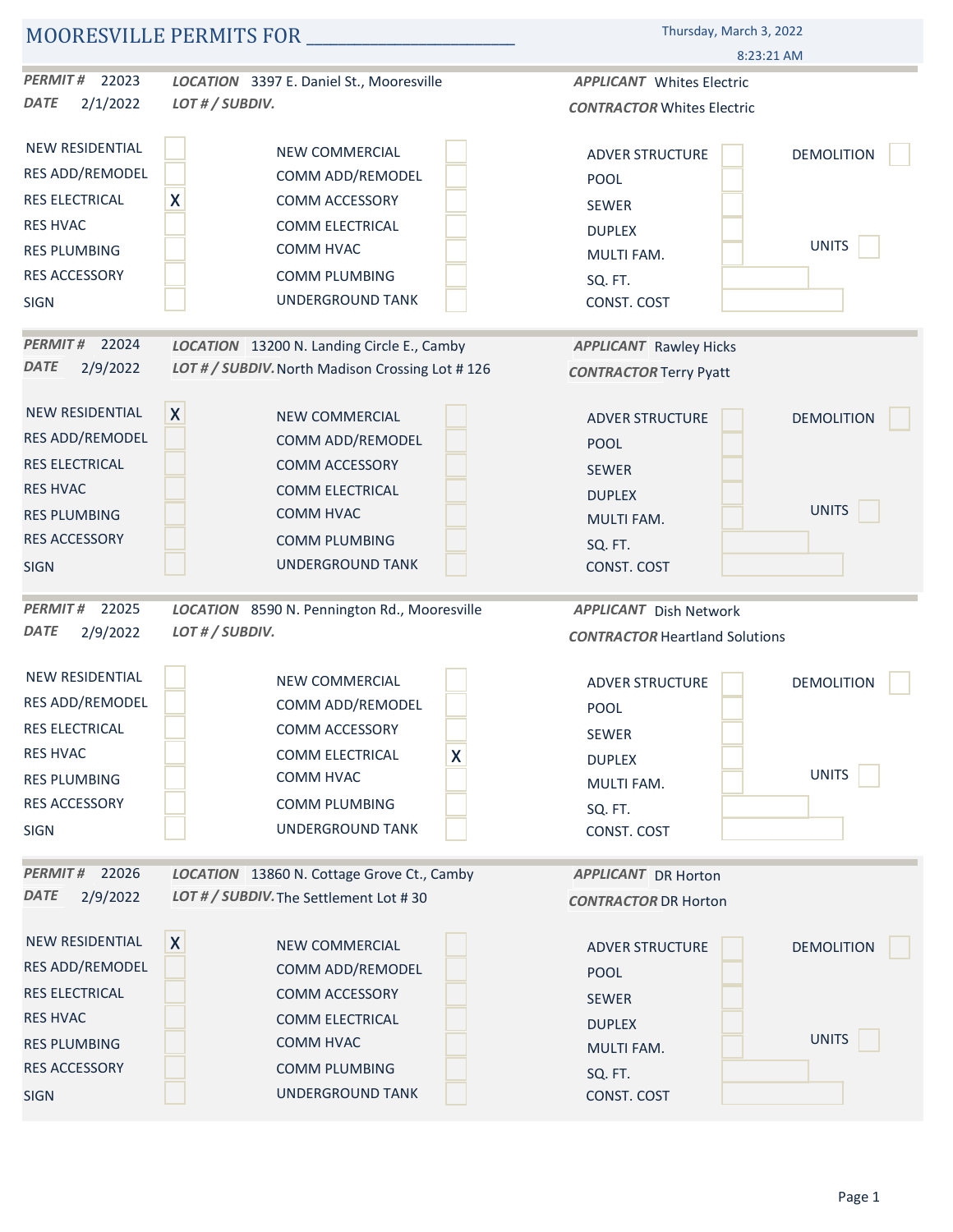# MOORESVILLE PERMITS FOR ______________________

Thursday, March 3, 2022
8:23:21 AM

---

***PERMIT #*** 22023 ***LOCATION*** 3397 E. Daniel St., Mooresville ***APPLICANT*** Whites Electric

***DATE*** 2/1/2022 ***LOT # / SUBDIV.*** ***CONTRACTOR*** Whites Electric

| | | | | | | | |
|---|---|---|---|---|---|---|---|
| NEW RESIDENTIAL | | NEW COMMERCIAL | | ADVER STRUCTURE | | DEMOLITION | |
| RES ADD/REMODEL | | COMM ADD/REMODEL | | POOL | | | |
| RES ELECTRICAL | X | COMM ACCESSORY | | SEWER | | | |
| RES HVAC | | COMM ELECTRICAL | | DUPLEX | | | |
| RES PLUMBING | | COMM HVAC | | MULTI FAM. | | UNITS | |
| RES ACCESSORY | | COMM PLUMBING | | SQ. FT. | | | |
| SIGN | | UNDERGROUND TANK | | CONST. COST | | | |

---

***PERMIT #*** 22024 ***LOCATION*** 13200 N. Landing Circle E., Camby ***APPLICANT*** Rawley Hicks

***DATE*** 2/9/2022 ***LOT # / SUBDIV.*** North Madison Crossing Lot # 126 ***CONTRACTOR*** Terry Pyatt

| | | | | | | | |
|---|---|---|---|---|---|---|---|
| NEW RESIDENTIAL | X | NEW COMMERCIAL | | ADVER STRUCTURE | | DEMOLITION | |
| RES ADD/REMODEL | | COMM ADD/REMODEL | | POOL | | | |
| RES ELECTRICAL | | COMM ACCESSORY | | SEWER | | | |
| RES HVAC | | COMM ELECTRICAL | | DUPLEX | | | |
| RES PLUMBING | | COMM HVAC | | MULTI FAM. | | UNITS | |
| RES ACCESSORY | | COMM PLUMBING | | SQ. FT. | | | |
| SIGN | | UNDERGROUND TANK | | CONST. COST | | | |

---

***PERMIT #*** 22025 ***LOCATION*** 8590 N. Pennington Rd., Mooresville ***APPLICANT*** Dish Network

***DATE*** 2/9/2022 ***LOT # / SUBDIV.*** ***CONTRACTOR*** Heartland Solutions

| | | | | | | | |
|---|---|---|---|---|---|---|---|
| NEW RESIDENTIAL | | NEW COMMERCIAL | | ADVER STRUCTURE | | DEMOLITION | |
| RES ADD/REMODEL | | COMM ADD/REMODEL | | POOL | | | |
| RES ELECTRICAL | | COMM ACCESSORY | | SEWER | | | |
| RES HVAC | | COMM ELECTRICAL | X | DUPLEX | | | |
| RES PLUMBING | | COMM HVAC | | MULTI FAM. | | UNITS | |
| RES ACCESSORY | | COMM PLUMBING | | SQ. FT. | | | |
| SIGN | | UNDERGROUND TANK | | CONST. COST | | | |

---

***PERMIT #*** 22026 ***LOCATION*** 13860 N. Cottage Grove Ct., Camby ***APPLICANT*** DR Horton

***DATE*** 2/9/2022 ***LOT # / SUBDIV.*** The Settlement Lot # 30 ***CONTRACTOR*** DR Horton

| | | | | | | | |
|---|---|---|---|---|---|---|---|
| NEW RESIDENTIAL | X | NEW COMMERCIAL | | ADVER STRUCTURE | | DEMOLITION | |
| RES ADD/REMODEL | | COMM ADD/REMODEL | | POOL | | | |
| RES ELECTRICAL | | COMM ACCESSORY | | SEWER | | | |
| RES HVAC | | COMM ELECTRICAL | | DUPLEX | | | |
| RES PLUMBING | | COMM HVAC | | MULTI FAM. | | UNITS | |
| RES ACCESSORY | | COMM PLUMBING | | SQ. FT. | | | |
| SIGN | | UNDERGROUND TANK | | CONST. COST | | | |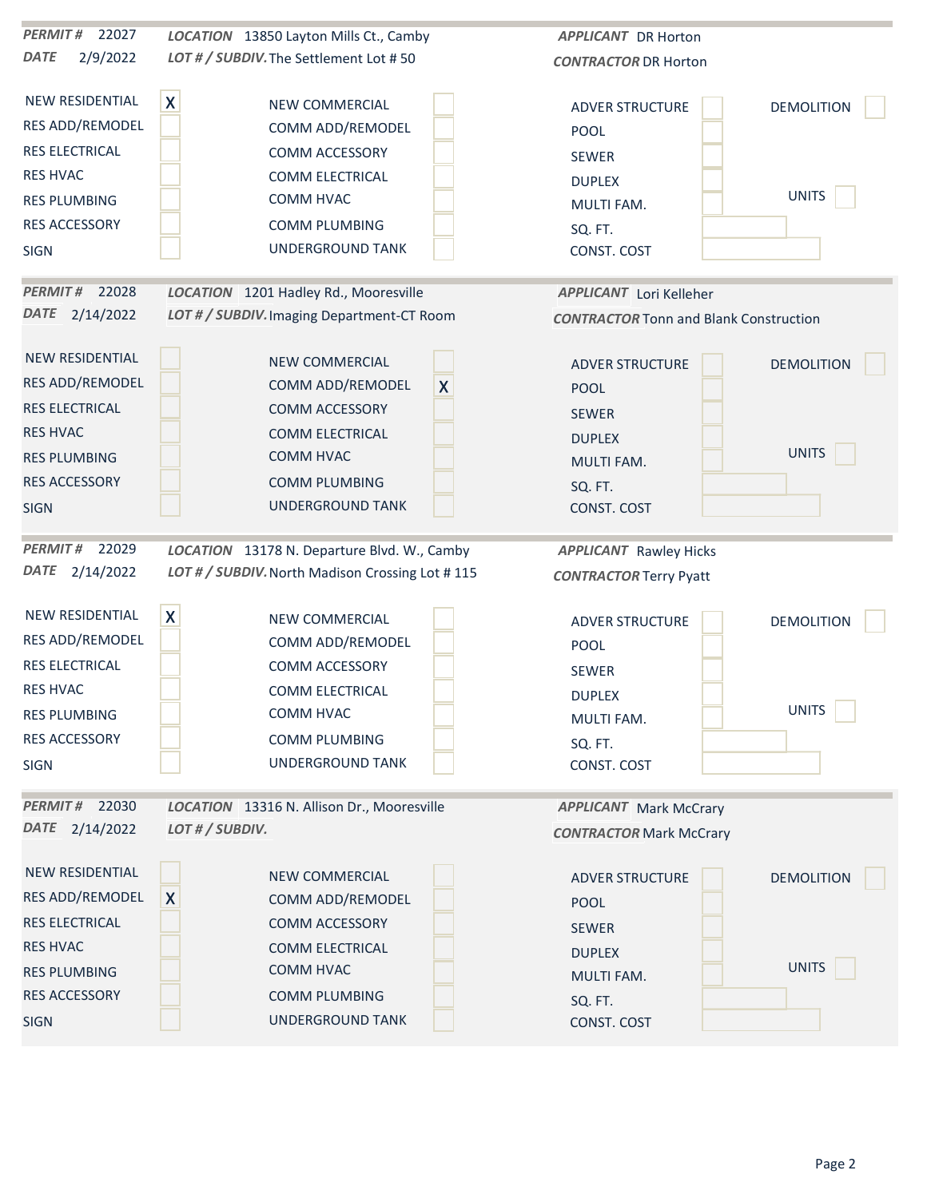**PERMIT #** 22027 | **LOCATION** 13850 Layton Mills Ct., Camby | **APPLICANT** DR Horton

**DATE** 2/9/2022 | **LOT # / SUBDIV.** The Settlement Lot # 50 | **CONTRACTOR** DR Horton

| | | | | | | |
|---|---|---|---|---|---|---|
| NEW RESIDENTIAL | X | NEW COMMERCIAL | | ADVER STRUCTURE | | DEMOLITION |
| RES ADD/REMODEL | | COMM ADD/REMODEL | | POOL | | |
| RES ELECTRICAL | | COMM ACCESSORY | | SEWER | | |
| RES HVAC | | COMM ELECTRICAL | | DUPLEX | | |
| RES PLUMBING | | COMM HVAC | | MULTI FAM. | | UNITS |
| RES ACCESSORY | | COMM PLUMBING | | SQ. FT. | | |
| SIGN | | UNDERGROUND TANK | | CONST. COST | | |

**PERMIT #** 22028 | **LOCATION** 1201 Hadley Rd., Mooresville | **APPLICANT** Lori Kelleher

**DATE** 2/14/2022 | **LOT # / SUBDIV.** Imaging Department-CT Room | **CONTRACTOR** Tonn and Blank Construction

| | | | | | | |
|---|---|---|---|---|---|---|
| NEW RESIDENTIAL | | NEW COMMERCIAL | | ADVER STRUCTURE | | DEMOLITION |
| RES ADD/REMODEL | | COMM ADD/REMODEL | X | POOL | | |
| RES ELECTRICAL | | COMM ACCESSORY | | SEWER | | |
| RES HVAC | | COMM ELECTRICAL | | DUPLEX | | |
| RES PLUMBING | | COMM HVAC | | MULTI FAM. | | UNITS |
| RES ACCESSORY | | COMM PLUMBING | | SQ. FT. | | |
| SIGN | | UNDERGROUND TANK | | CONST. COST | | |

**PERMIT #** 22029 | **LOCATION** 13178 N. Departure Blvd. W., Camby | **APPLICANT** Rawley Hicks

**DATE** 2/14/2022 | **LOT # / SUBDIV.** North Madison Crossing Lot # 115 | **CONTRACTOR** Terry Pyatt

| | | | | | | |
|---|---|---|---|---|---|---|
| NEW RESIDENTIAL | X | NEW COMMERCIAL | | ADVER STRUCTURE | | DEMOLITION |
| RES ADD/REMODEL | | COMM ADD/REMODEL | | POOL | | |
| RES ELECTRICAL | | COMM ACCESSORY | | SEWER | | |
| RES HVAC | | COMM ELECTRICAL | | DUPLEX | | |
| RES PLUMBING | | COMM HVAC | | MULTI FAM. | | UNITS |
| RES ACCESSORY | | COMM PLUMBING | | SQ. FT. | | |
| SIGN | | UNDERGROUND TANK | | CONST. COST | | |

**PERMIT #** 22030 | **LOCATION** 13316 N. Allison Dr., Mooresville | **APPLICANT** Mark McCrary

**DATE** 2/14/2022 | **LOT # / SUBDIV.** | **CONTRACTOR** Mark McCrary

| | | | | | | |
|---|---|---|---|---|---|---|
| NEW RESIDENTIAL | | NEW COMMERCIAL | | ADVER STRUCTURE | | DEMOLITION |
| RES ADD/REMODEL | X | COMM ADD/REMODEL | | POOL | | |
| RES ELECTRICAL | | COMM ACCESSORY | | SEWER | | |
| RES HVAC | | COMM ELECTRICAL | | DUPLEX | | |
| RES PLUMBING | | COMM HVAC | | MULTI FAM. | | UNITS |
| RES ACCESSORY | | COMM PLUMBING | | SQ. FT. | | |
| SIGN | | UNDERGROUND TANK | | CONST. COST | | |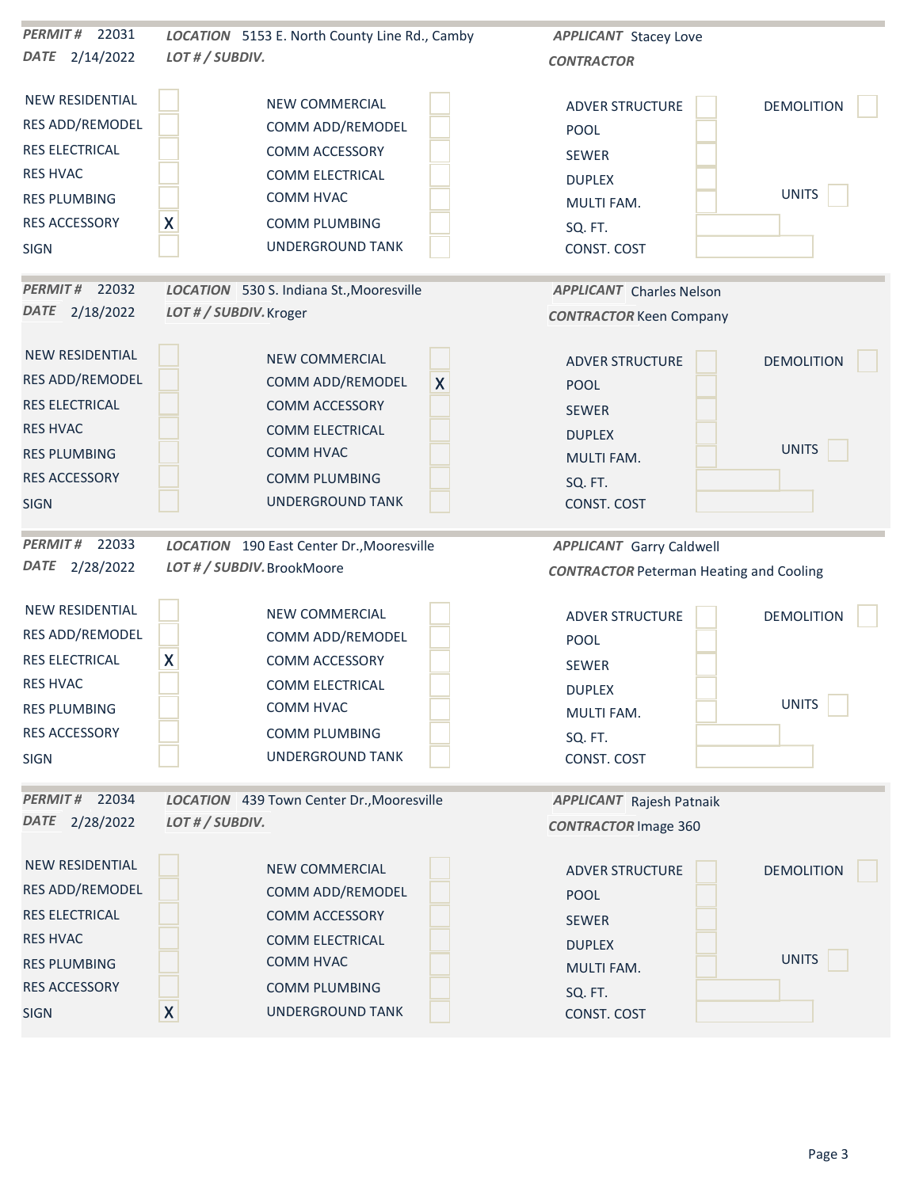**PERMIT #** 22031 **LOCATION** 5153 E. North County Line Rd., Camby **APPLICANT** Stacey Love
**DATE** 2/14/2022 **LOT # / SUBDIV.** **CONTRACTOR**

| | | | | | | | |
|---|---|---|---|---|---|---|---|
| NEW RESIDENTIAL | | NEW COMMERCIAL | | ADVER STRUCTURE | | DEMOLITION | |
| RES ADD/REMODEL | | COMM ADD/REMODEL | | POOL | | | |
| RES ELECTRICAL | | COMM ACCESSORY | | SEWER | | | |
| RES HVAC | | COMM ELECTRICAL | | DUPLEX | | | |
| RES PLUMBING | | COMM HVAC | | MULTI FAM. | | UNITS | |
| RES ACCESSORY | X | COMM PLUMBING | | SQ. FT. | | | |
| SIGN | | UNDERGROUND TANK | | CONST. COST | | | |

**PERMIT #** 22032 **LOCATION** 530 S. Indiana St.,Mooresville **APPLICANT** Charles Nelson
**DATE** 2/18/2022 **LOT # / SUBDIV.** Kroger **CONTRACTOR** Keen Company

| | | | | | | | |
|---|---|---|---|---|---|---|---|
| NEW RESIDENTIAL | | NEW COMMERCIAL | | ADVER STRUCTURE | | DEMOLITION | |
| RES ADD/REMODEL | | COMM ADD/REMODEL | X | POOL | | | |
| RES ELECTRICAL | | COMM ACCESSORY | | SEWER | | | |
| RES HVAC | | COMM ELECTRICAL | | DUPLEX | | | |
| RES PLUMBING | | COMM HVAC | | MULTI FAM. | | UNITS | |
| RES ACCESSORY | | COMM PLUMBING | | SQ. FT. | | | |
| SIGN | | UNDERGROUND TANK | | CONST. COST | | | |

**PERMIT #** 22033 **LOCATION** 190 East Center Dr.,Mooresville **APPLICANT** Garry Caldwell
**DATE** 2/28/2022 **LOT # / SUBDIV.** BrookMoore **CONTRACTOR** Peterman Heating and Cooling

| | | | | | | | |
|---|---|---|---|---|---|---|---|
| NEW RESIDENTIAL | | NEW COMMERCIAL | | ADVER STRUCTURE | | DEMOLITION | |
| RES ADD/REMODEL | | COMM ADD/REMODEL | | POOL | | | |
| RES ELECTRICAL | X | COMM ACCESSORY | | SEWER | | | |
| RES HVAC | | COMM ELECTRICAL | | DUPLEX | | | |
| RES PLUMBING | | COMM HVAC | | MULTI FAM. | | UNITS | |
| RES ACCESSORY | | COMM PLUMBING | | SQ. FT. | | | |
| SIGN | | UNDERGROUND TANK | | CONST. COST | | | |

**PERMIT #** 22034 **LOCATION** 439 Town Center Dr.,Mooresville **APPLICANT** Rajesh Patnaik
**DATE** 2/28/2022 **LOT # / SUBDIV.** **CONTRACTOR** Image 360

| | | | | | | | |
|---|---|---|---|---|---|---|---|
| NEW RESIDENTIAL | | NEW COMMERCIAL | | ADVER STRUCTURE | | DEMOLITION | |
| RES ADD/REMODEL | | COMM ADD/REMODEL | | POOL | | | |
| RES ELECTRICAL | | COMM ACCESSORY | | SEWER | | | |
| RES HVAC | | COMM ELECTRICAL | | DUPLEX | | | |
| RES PLUMBING | | COMM HVAC | | MULTI FAM. | | UNITS | |
| RES ACCESSORY | | COMM PLUMBING | | SQ. FT. | | | |
| SIGN | X | UNDERGROUND TANK | | CONST. COST | | | |